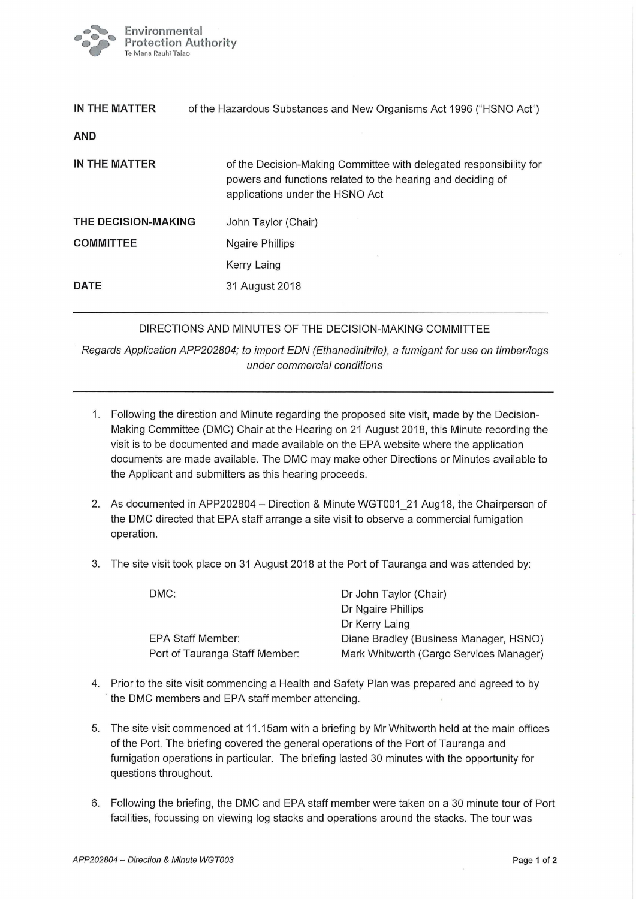Environmental Protection Authority
Te Mana Rauhī Taiao

| | |
|---|---|
| **IN THE MATTER** | of the Hazardous Substances and New Organisms Act 1996 ("HSNO Act") |
| **AND** | |
| **IN THE MATTER** | of the Decision-Making Committee with delegated responsibility for powers and functions related to the hearing and deciding of applications under the HSNO Act |
| **THE DECISION-MAKING COMMITTEE** | John Taylor (Chair)<br>Ngaire Phillips<br>Kerry Laing |
| **DATE** | 31 August 2018 |

---

DIRECTIONS AND MINUTES OF THE DECISION-MAKING COMMITTEE

*Regards Application APP202804; to import EDN (Ethanedinitrile), a fumigant for use on timber/logs under commercial conditions*

---

1. Following the direction and Minute regarding the proposed site visit, made by the Decision-Making Committee (DMC) Chair at the Hearing on 21 August 2018, this Minute recording the visit is to be documented and made available on the EPA website where the application documents are made available. The DMC may make other Directions or Minutes available to the Applicant and submitters as this hearing proceeds.

2. As documented in APP202804 – Direction & Minute WGT001_21 Aug18, the Chairperson of the DMC directed that EPA staff arrange a site visit to observe a commercial fumigation operation.

3. The site visit took place on 31 August 2018 at the Port of Tauranga and was attended by:

| | |
|---|---|
| DMC: | Dr John Taylor (Chair)<br>Dr Ngaire Phillips<br>Dr Kerry Laing |
| EPA Staff Member: | Diane Bradley (Business Manager, HSNO) |
| Port of Tauranga Staff Member: | Mark Whitworth (Cargo Services Manager) |

4. Prior to the site visit commencing a Health and Safety Plan was prepared and agreed to by the DMC members and EPA staff member attending.

5. The site visit commenced at 11.15am with a briefing by Mr Whitworth held at the main offices of the Port. The briefing covered the general operations of the Port of Tauranga and fumigation operations in particular. The briefing lasted 30 minutes with the opportunity for questions throughout.

6. Following the briefing, the DMC and EPA staff member were taken on a 30 minute tour of Port facilities, focussing on viewing log stacks and operations around the stacks. The tour was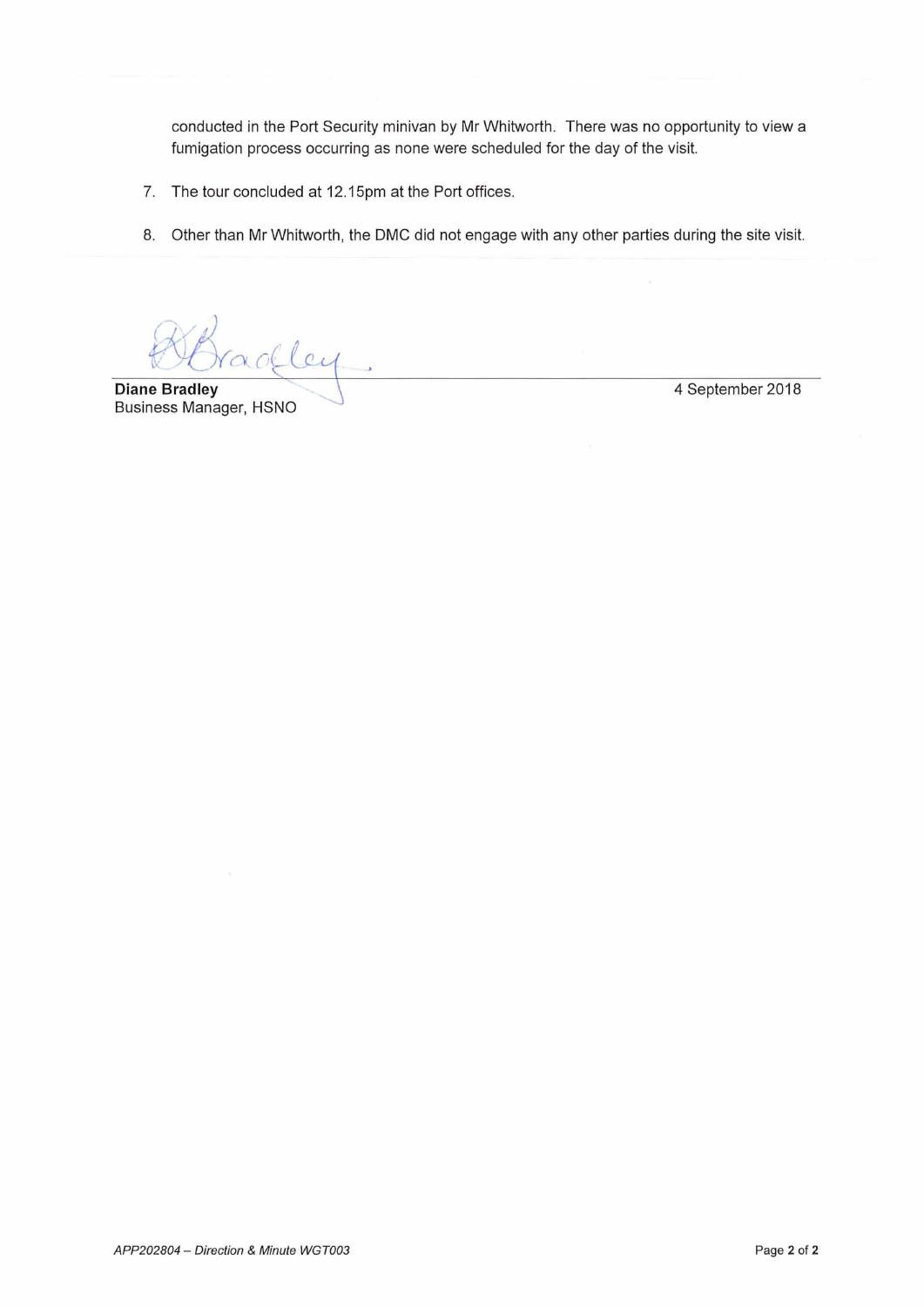conducted in the Port Security minivan by Mr Whitworth. There was no opportunity to view a fumigation process occurring as none were scheduled for the day of the visit.

7. The tour concluded at 12.15pm at the Port offices.

8. Other than Mr Whitworth, the DMC did not engage with any other parties during the site visit.

**Diane Bradley**
Business Manager, HSNO

4 September 2018